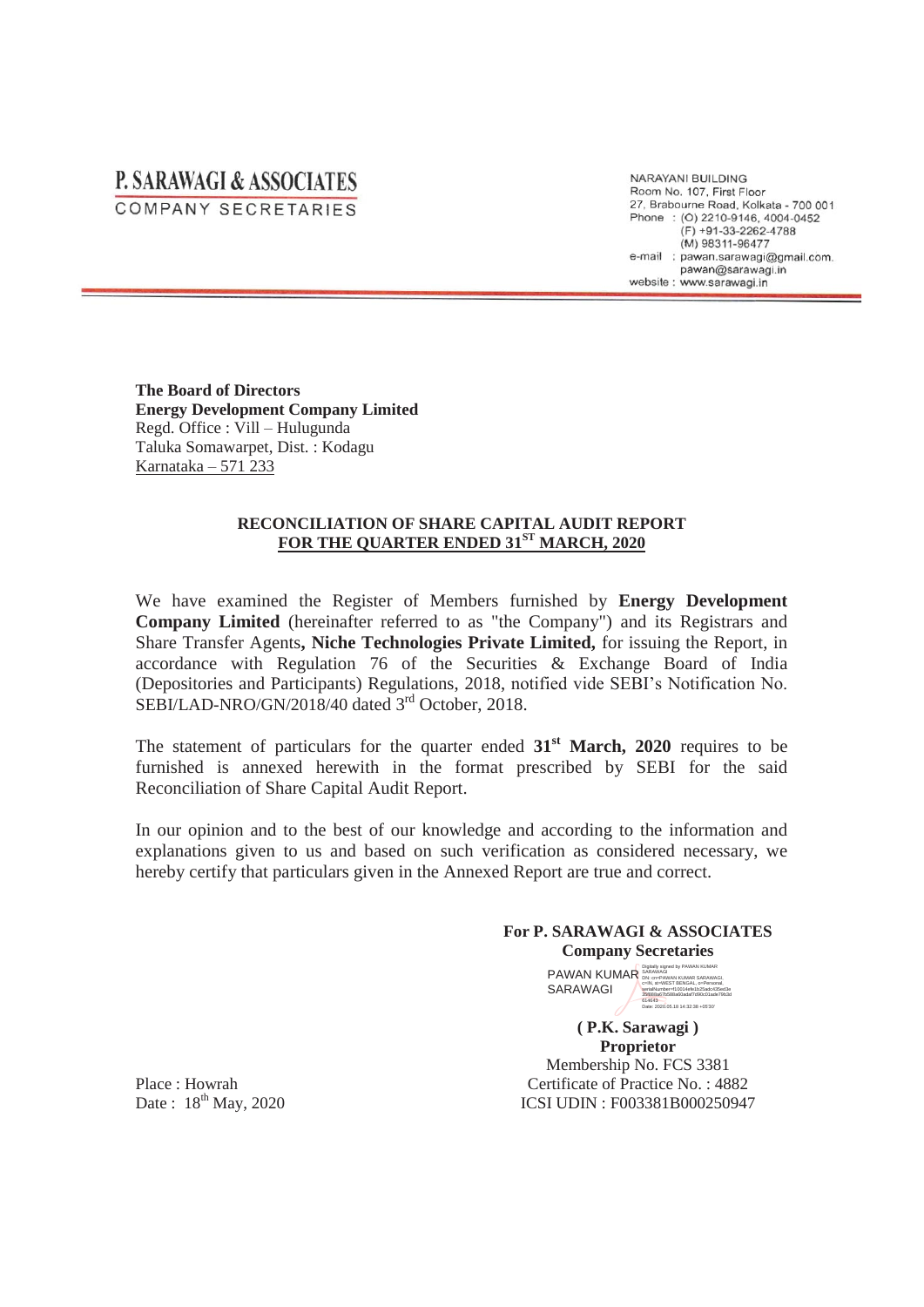# P. SARAWAGI & ASSOCIATES

COMPANY SECRETARIES

NARAYANI BUILDING
Room No. 107, First Floor
27, Brabourne Road, Kolkata - 700 001
Phone : (O) 2210-9146, 4004-0452
(F) +91-33-2262-4788
(M) 98311-96477
e-mail : pawan.sarawagi@gmail.com.
pawan@sarawagi.in
website : www.sarawagi.in

**The Board of Directors**
**Energy Development Company Limited**
Regd. Office : Vill – Hulugunda
Taluka Somawarpet, Dist. : Kodagu
Karnataka – 571 233

**RECONCILIATION OF SHARE CAPITAL AUDIT REPORT**
**FOR THE QUARTER ENDED 31ST MARCH, 2020**

We have examined the Register of Members furnished by **Energy Development Company Limited** (hereinafter referred to as "the Company") and its Registrars and Share Transfer Agents**, Niche Technologies Private Limited,** for issuing the Report, in accordance with Regulation 76 of the Securities & Exchange Board of India (Depositories and Participants) Regulations, 2018, notified vide SEBI's Notification No. SEBI/LAD-NRO/GN/2018/40 dated 3rd October, 2018.

The statement of particulars for the quarter ended **31st March, 2020** requires to be furnished is annexed herewith in the format prescribed by SEBI for the said Reconciliation of Share Capital Audit Report.

In our opinion and to the best of our knowledge and according to the information and explanations given to us and based on such verification as considered necessary, we hereby certify that particulars given in the Annexed Report are true and correct.

**For P. SARAWAGI & ASSOCIATES**
**Company Secretaries**

PAWAN KUMAR SARAWAGI

**( P.K. Sarawagi )**
**Proprietor**
Membership No. FCS 3381
Certificate of Practice No. : 4882
ICSI UDIN : F003381B000250947

Place : Howrah
Date : 18th May, 2020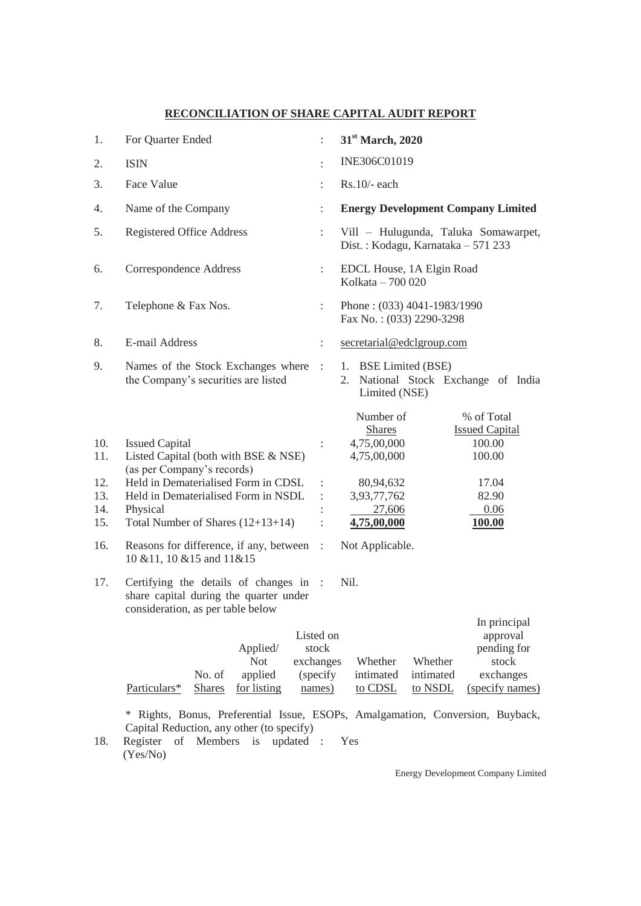# RECONCILIATION OF SHARE CAPITAL AUDIT REPORT

| | | | |
|---|---|---|---|
| 1. | For Quarter Ended | : | **31st March, 2020** |
| 2. | ISIN | : | INE306C01019 |
| 3. | Face Value | : | Rs.10/- each |
| 4. | Name of the Company | : | **Energy Development Company Limited** |
| 5. | Registered Office Address | : | Vill – Hulugunda, Taluka Somawarpet, Dist. : Kodagu, Karnataka – 571 233 |
| 6. | Correspondence Address | : | EDCL House, 1A Elgin Road Kolkata – 700 020 |
| 7. | Telephone & Fax Nos. | : | Phone : (033) 4041-1983/1990 Fax No. : (033) 2290-3298 |
| 8. | E-mail Address | : | secretarial@edclgroup.com |
| 9. | Names of the Stock Exchanges where the Company's securities are listed | : | 1. BSE Limited (BSE) 2. National Stock Exchange of India Limited (NSE) |

| | | | Number of Shares | % of Total Issued Capital |
|---|---|---|---|---|
| 10. | Issued Capital | : | 4,75,00,000 | 100.00 |
| 11. | Listed Capital (both with BSE & NSE) (as per Company's records) | | 4,75,00,000 | 100.00 |
| 12. | Held in Dematerialised Form in CDSL | : | 80,94,632 | 17.04 |
| 13. | Held in Dematerialised Form in NSDL | : | 3,93,77,762 | 82.90 |
| 14. | Physical | : | 27,606 | 0.06 |
| 15. | Total Number of Shares (12+13+14) | : | **4,75,00,000** | **100.00** |

| | | | |
|---|---|---|---|
| 16. | Reasons for difference, if any, between 10 &11, 10 &15 and 11&15 | : | Not Applicable. |
| 17. | Certifying the details of changes in share capital during the quarter under consideration, as per table below | : | Nil. |

| Particulars* | No. of Shares | Applied/ Not applied for listing | Listed on stock exchanges (specify names) | Whether intimated to CDSL | Whether intimated to NSDL | In principal approval pending for stock exchanges (specify names) |
|---|---|---|---|---|---|---|

\* Rights, Bonus, Preferential Issue, ESOPs, Amalgamation, Conversion, Buyback, Capital Reduction, any other (to specify)

| | | | |
|---|---|---|---|
| 18. | Register of Members is updated (Yes/No) | : | Yes |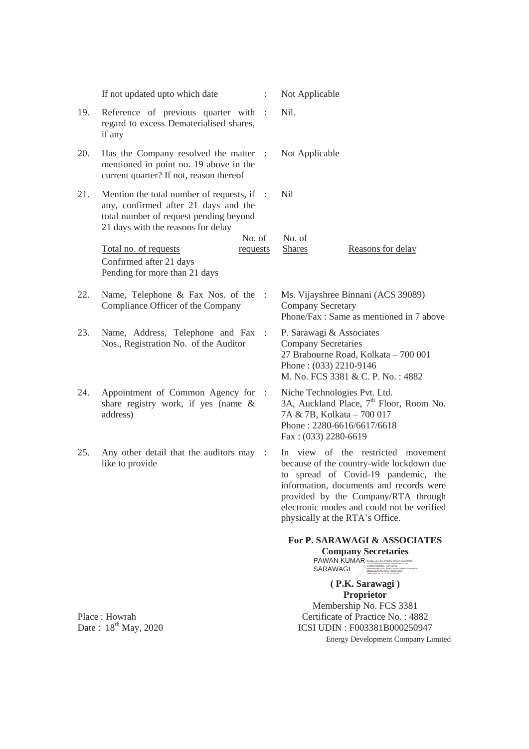| | | | |
|---|---|---|---|
| | If not updated upto which date | : | Not Applicable |
| 19. | Reference of previous quarter with regard to excess Dematerialised shares, if any | : | Nil. |
| 20. | Has the Company resolved the matter mentioned in point no. 19 above in the current quarter? If not, reason thereof | : | Not Applicable |
| 21. | Mention the total number of requests, if any, confirmed after 21 days and the total number of request pending beyond 21 days with the reasons for delay | : | Nil |

| Total no. of requests | No. of requests | No. of Shares | Reasons for delay |
|---|---|---|---|
| Confirmed after 21 days | | | |
| Pending for more than 21 days | | | |

| | | | |
|---|---|---|---|
| 22. | Name, Telephone & Fax Nos. of the Compliance Officer of the Company | : | Ms. Vijayshree Binnani (ACS 39089)<br>Company Secretary<br>Phone/Fax : Same as mentioned in 7 above |
| 23. | Name, Address, Telephone and Fax Nos., Registration No. of the Auditor | : | P. Sarawagi & Associates<br>Company Secretaries<br>27 Brabourne Road, Kolkata – 700 001<br>Phone : (033) 2210-9146<br>M. No. FCS 3381 & C. P. No. : 4882 |
| 24. | Appointment of Common Agency for share registry work, if yes (name & address) | : | Niche Technologies Pvt. Ltd.<br>3A, Auckland Place, 7th Floor, Room No. 7A & 7B, Kolkata – 700 017<br>Phone : 2280-6616/6617/6618<br>Fax : (033) 2280-6619 |
| 25. | Any other detail that the auditors may like to provide | : | In view of the restricted movement because of the country-wide lockdown due to spread of Covid-19 pandemic, the information, documents and records were provided by the Company/RTA through electronic modes and could not be verified physically at the RTA's Office. |

**For P. SARAWAGI & ASSOCIATES**
**Company Secretaries**

PAWAN KUMAR SARAWAGI

**( P.K. Sarawagi )**
**Proprietor**
Membership No. FCS 3381
Certificate of Practice No. : 4882
ICSI UDIN : F003381B000250947

Place : Howrah
Date : 18th May, 2020